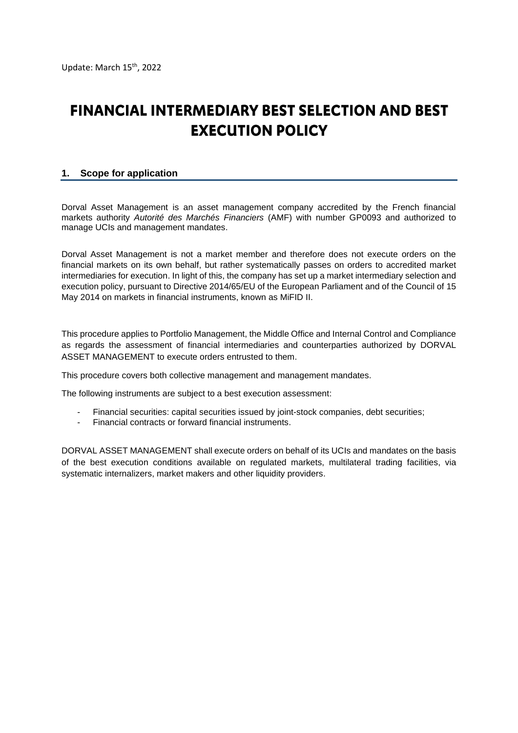Update: March 15th, 2022

# FINANCIAL INTERMEDIARY BEST SELECTION AND BEST EXECUTION POLICY

## 1. Scope for application

Dorval Asset Management is an asset management company accredited by the French financial markets authority *Autorité des Marchés Financiers* (AMF) with number GP0093 and authorized to manage UCIs and management mandates.

Dorval Asset Management is not a market member and therefore does not execute orders on the financial markets on its own behalf, but rather systematically passes on orders to accredited market intermediaries for execution. In light of this, the company has set up a market intermediary selection and execution policy, pursuant to Directive 2014/65/EU of the European Parliament and of the Council of 15 May 2014 on markets in financial instruments, known as MiFID II.

This procedure applies to Portfolio Management, the Middle Office and Internal Control and Compliance as regards the assessment of financial intermediaries and counterparties authorized by DORVAL ASSET MANAGEMENT to execute orders entrusted to them.

This procedure covers both collective management and management mandates.

The following instruments are subject to a best execution assessment:

- Financial securities: capital securities issued by joint-stock companies, debt securities;
- Financial contracts or forward financial instruments.

DORVAL ASSET MANAGEMENT shall execute orders on behalf of its UCIs and mandates on the basis of the best execution conditions available on regulated markets, multilateral trading facilities, via systematic internalizers, market makers and other liquidity providers.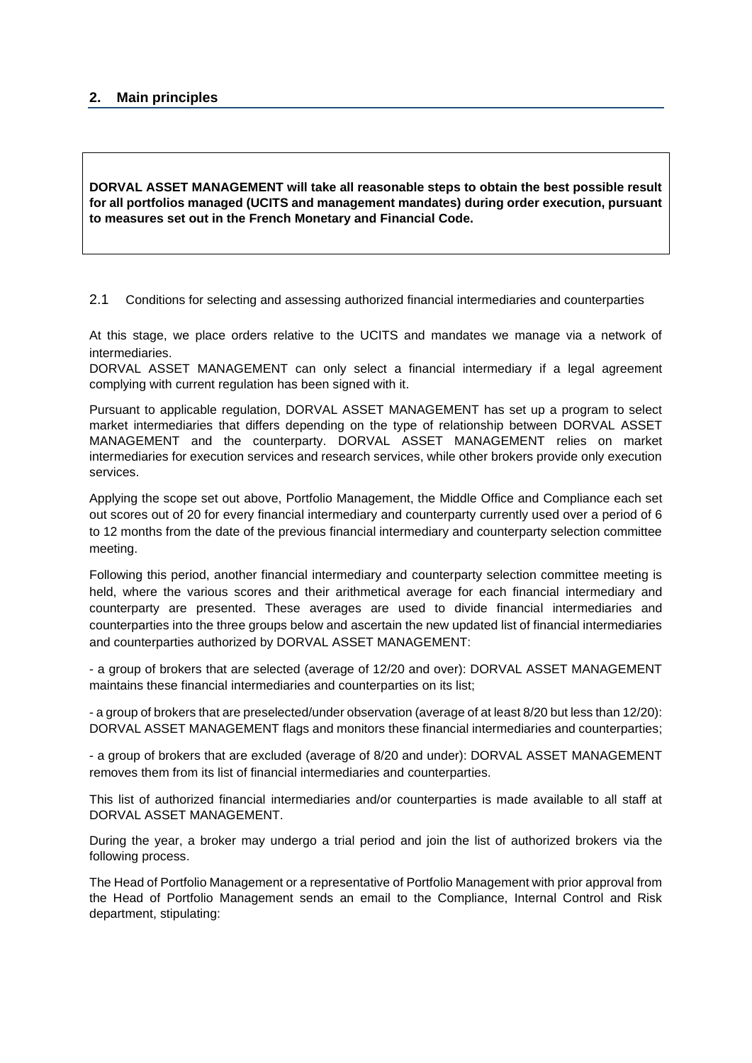## 2. Main principles

> **DORVAL ASSET MANAGEMENT will take all reasonable steps to obtain the best possible result for all portfolios managed (UCITS and management mandates) during order execution, pursuant to measures set out in the French Monetary and Financial Code.**

### 2.1 Conditions for selecting and assessing authorized financial intermediaries and counterparties

At this stage, we place orders relative to the UCITS and mandates we manage via a network of intermediaries.

DORVAL ASSET MANAGEMENT can only select a financial intermediary if a legal agreement complying with current regulation has been signed with it.

Pursuant to applicable regulation, DORVAL ASSET MANAGEMENT has set up a program to select market intermediaries that differs depending on the type of relationship between DORVAL ASSET MANAGEMENT and the counterparty. DORVAL ASSET MANAGEMENT relies on market intermediaries for execution services and research services, while other brokers provide only execution services.

Applying the scope set out above, Portfolio Management, the Middle Office and Compliance each set out scores out of 20 for every financial intermediary and counterparty currently used over a period of 6 to 12 months from the date of the previous financial intermediary and counterparty selection committee meeting.

Following this period, another financial intermediary and counterparty selection committee meeting is held, where the various scores and their arithmetical average for each financial intermediary and counterparty are presented. These averages are used to divide financial intermediaries and counterparties into the three groups below and ascertain the new updated list of financial intermediaries and counterparties authorized by DORVAL ASSET MANAGEMENT:

- a group of brokers that are selected (average of 12/20 and over): DORVAL ASSET MANAGEMENT maintains these financial intermediaries and counterparties on its list;

- a group of brokers that are preselected/under observation (average of at least 8/20 but less than 12/20): DORVAL ASSET MANAGEMENT flags and monitors these financial intermediaries and counterparties;

- a group of brokers that are excluded (average of 8/20 and under): DORVAL ASSET MANAGEMENT removes them from its list of financial intermediaries and counterparties.

This list of authorized financial intermediaries and/or counterparties is made available to all staff at DORVAL ASSET MANAGEMENT.

During the year, a broker may undergo a trial period and join the list of authorized brokers via the following process.

The Head of Portfolio Management or a representative of Portfolio Management with prior approval from the Head of Portfolio Management sends an email to the Compliance, Internal Control and Risk department, stipulating: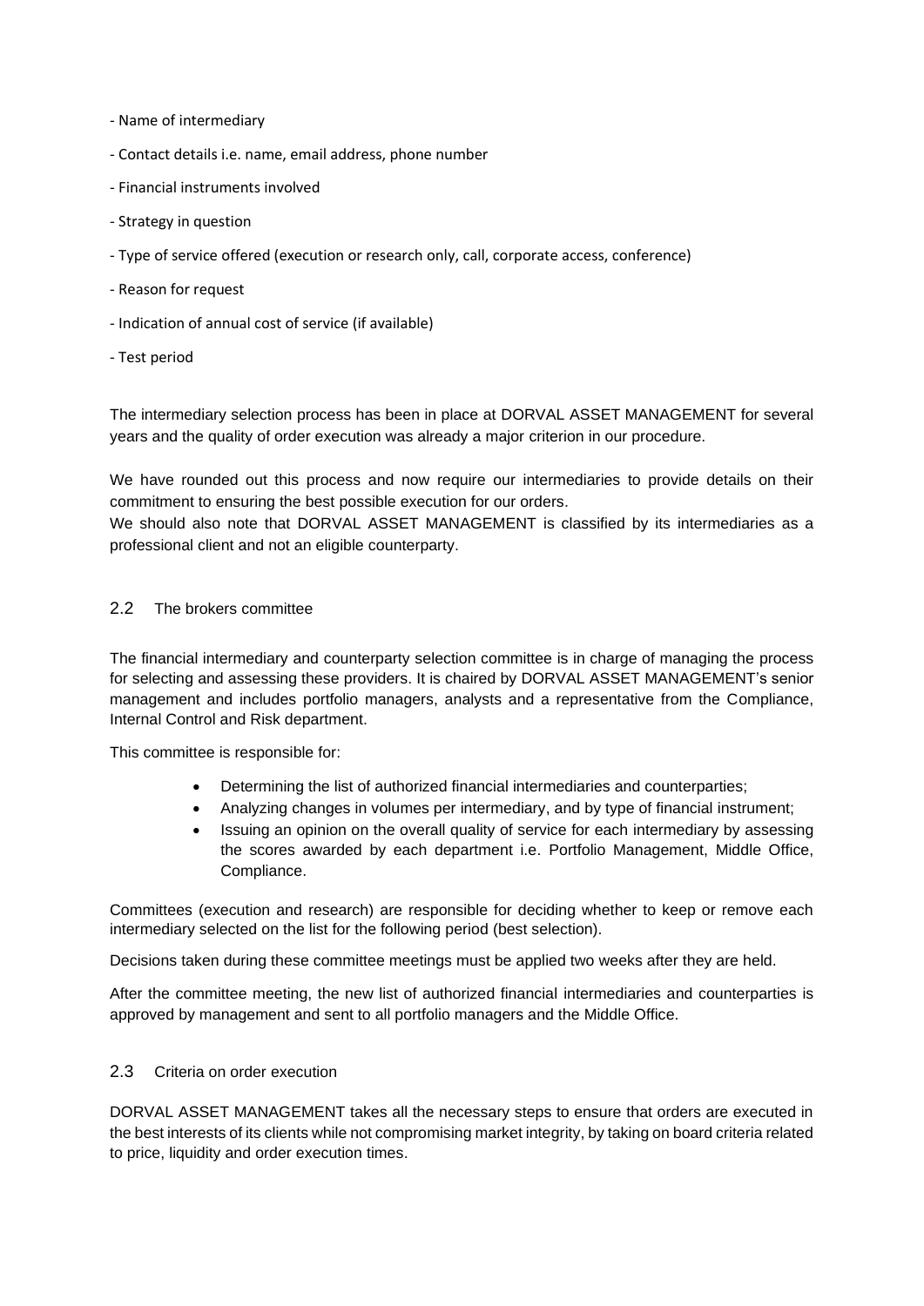- Name of intermediary
- Contact details i.e. name, email address, phone number
- Financial instruments involved
- Strategy in question
- Type of service offered (execution or research only, call, corporate access, conference)
- Reason for request
- Indication of annual cost of service (if available)
- Test period

The intermediary selection process has been in place at DORVAL ASSET MANAGEMENT for several years and the quality of order execution was already a major criterion in our procedure.

We have rounded out this process and now require our intermediaries to provide details on their commitment to ensuring the best possible execution for our orders.
We should also note that DORVAL ASSET MANAGEMENT is classified by its intermediaries as a professional client and not an eligible counterparty.

## 2.2 The brokers committee

The financial intermediary and counterparty selection committee is in charge of managing the process for selecting and assessing these providers. It is chaired by DORVAL ASSET MANAGEMENT's senior management and includes portfolio managers, analysts and a representative from the Compliance, Internal Control and Risk department.

This committee is responsible for:

- Determining the list of authorized financial intermediaries and counterparties;
- Analyzing changes in volumes per intermediary, and by type of financial instrument;
- Issuing an opinion on the overall quality of service for each intermediary by assessing the scores awarded by each department i.e. Portfolio Management, Middle Office, Compliance.

Committees (execution and research) are responsible for deciding whether to keep or remove each intermediary selected on the list for the following period (best selection).

Decisions taken during these committee meetings must be applied two weeks after they are held.

After the committee meeting, the new list of authorized financial intermediaries and counterparties is approved by management and sent to all portfolio managers and the Middle Office.

## 2.3 Criteria on order execution

DORVAL ASSET MANAGEMENT takes all the necessary steps to ensure that orders are executed in the best interests of its clients while not compromising market integrity, by taking on board criteria related to price, liquidity and order execution times.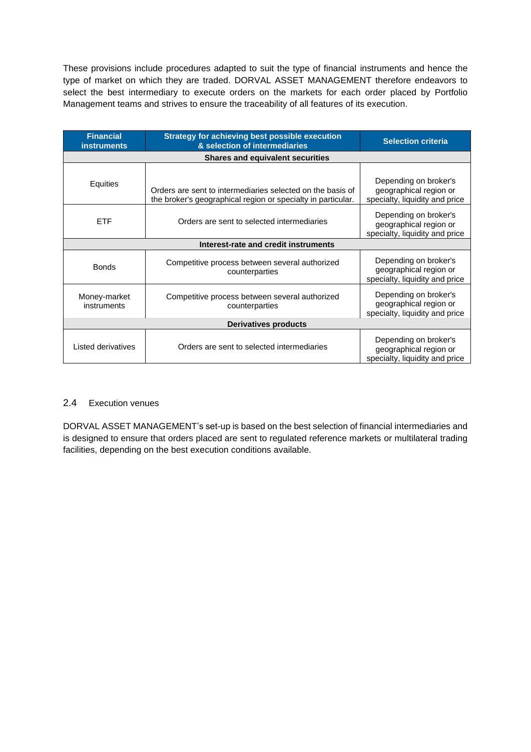These provisions include procedures adapted to suit the type of financial instruments and hence the type of market on which they are traded. DORVAL ASSET MANAGEMENT therefore endeavors to select the best intermediary to execute orders on the markets for each order placed by Portfolio Management teams and strives to ensure the traceability of all features of its execution.

| Financial instruments | Strategy for achieving best possible execution & selection of intermediaries | Selection criteria |
|---|---|---|
| **Shares and equivalent securities** | | |
| Equities | Orders are sent to intermediaries selected on the basis of the broker's geographical region or specialty in particular. | Depending on broker's geographical region or specialty, liquidity and price |
| ETF | Orders are sent to selected intermediaries | Depending on broker's geographical region or specialty, liquidity and price |
| **Interest-rate and credit instruments** | | |
| Bonds | Competitive process between several authorized counterparties | Depending on broker's geographical region or specialty, liquidity and price |
| Money-market instruments | Competitive process between several authorized counterparties | Depending on broker's geographical region or specialty, liquidity and price |
| **Derivatives products** | | |
| Listed derivatives | Orders are sent to selected intermediaries | Depending on broker's geographical region or specialty, liquidity and price |

## 2.4 Execution venues

DORVAL ASSET MANAGEMENT's set-up is based on the best selection of financial intermediaries and is designed to ensure that orders placed are sent to regulated reference markets or multilateral trading facilities, depending on the best execution conditions available.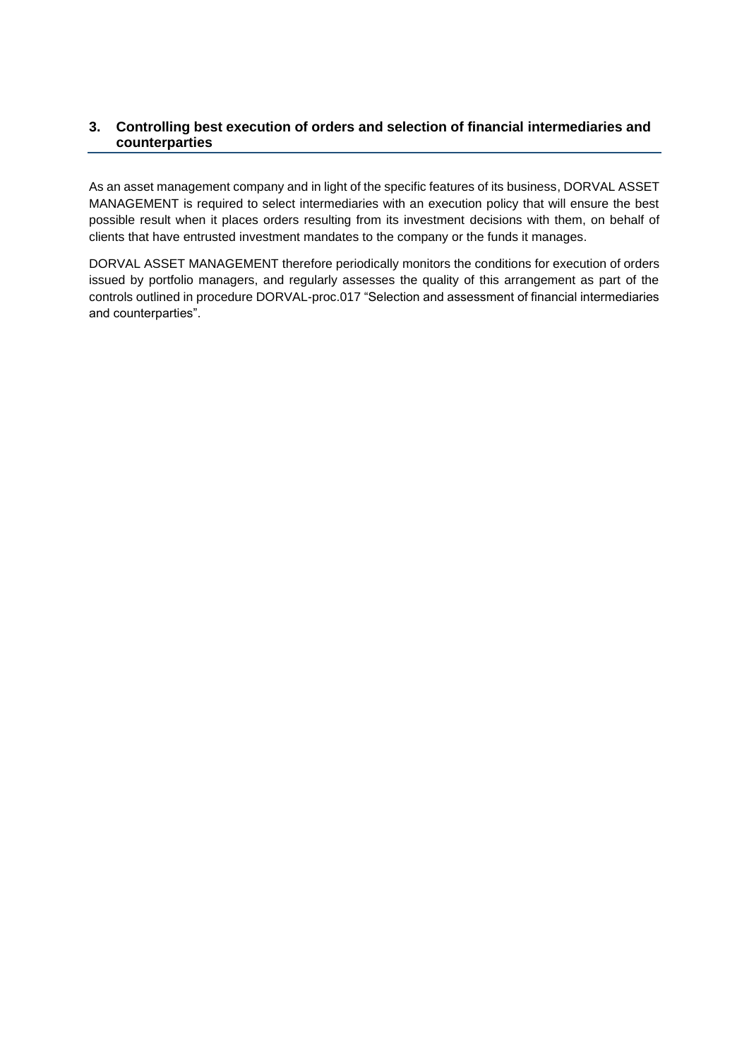## 3. Controlling best execution of orders and selection of financial intermediaries and counterparties

As an asset management company and in light of the specific features of its business, DORVAL ASSET MANAGEMENT is required to select intermediaries with an execution policy that will ensure the best possible result when it places orders resulting from its investment decisions with them, on behalf of clients that have entrusted investment mandates to the company or the funds it manages.

DORVAL ASSET MANAGEMENT therefore periodically monitors the conditions for execution of orders issued by portfolio managers, and regularly assesses the quality of this arrangement as part of the controls outlined in procedure DORVAL-proc.017 “Selection and assessment of financial intermediaries and counterparties”.